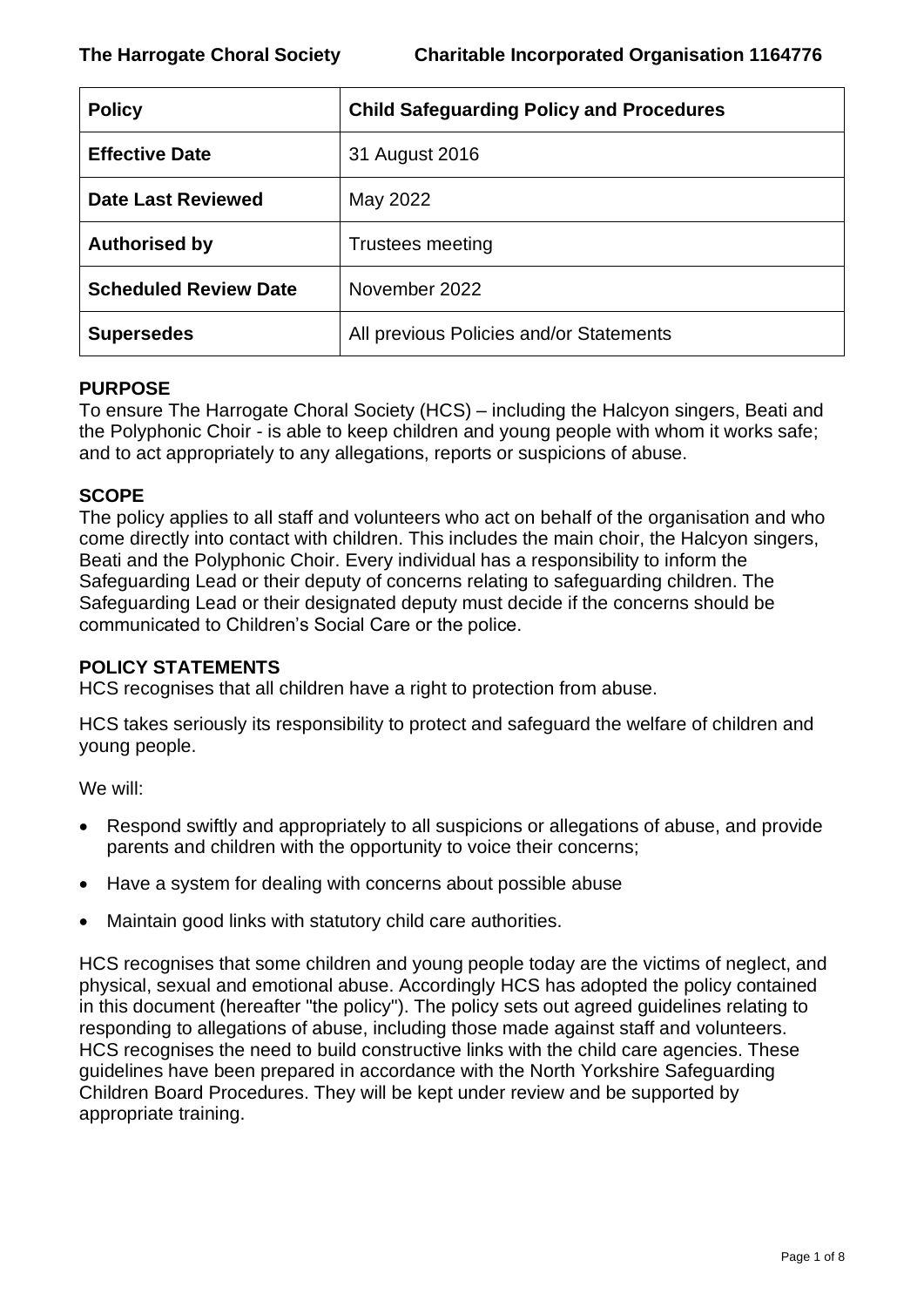**The Harrogate Choral Society** **Charitable Incorporated Organisation 1164776**

| **Policy** | **Child Safeguarding Policy and Procedures** |
|---|---|
| **Effective Date** | 31 August 2016 |
| **Date Last Reviewed** | May 2022 |
| **Authorised by** | Trustees meeting |
| **Scheduled Review Date** | November 2022 |
| **Supersedes** | All previous Policies and/or Statements |

## PURPOSE

To ensure The Harrogate Choral Society (HCS) – including the Halcyon singers, Beati and the Polyphonic Choir - is able to keep children and young people with whom it works safe; and to act appropriately to any allegations, reports or suspicions of abuse.

## SCOPE

The policy applies to all staff and volunteers who act on behalf of the organisation and who come directly into contact with children. This includes the main choir, the Halcyon singers, Beati and the Polyphonic Choir. Every individual has a responsibility to inform the Safeguarding Lead or their deputy of concerns relating to safeguarding children. The Safeguarding Lead or their designated deputy must decide if the concerns should be communicated to Children's Social Care or the police.

## POLICY STATEMENTS

HCS recognises that all children have a right to protection from abuse.

HCS takes seriously its responsibility to protect and safeguard the welfare of children and young people.

We will:

- Respond swiftly and appropriately to all suspicions or allegations of abuse, and provide parents and children with the opportunity to voice their concerns;
- Have a system for dealing with concerns about possible abuse
- Maintain good links with statutory child care authorities.

HCS recognises that some children and young people today are the victims of neglect, and physical, sexual and emotional abuse. Accordingly HCS has adopted the policy contained in this document (hereafter "the policy"). The policy sets out agreed guidelines relating to responding to allegations of abuse, including those made against staff and volunteers. HCS recognises the need to build constructive links with the child care agencies. These guidelines have been prepared in accordance with the North Yorkshire Safeguarding Children Board Procedures. They will be kept under review and be supported by appropriate training.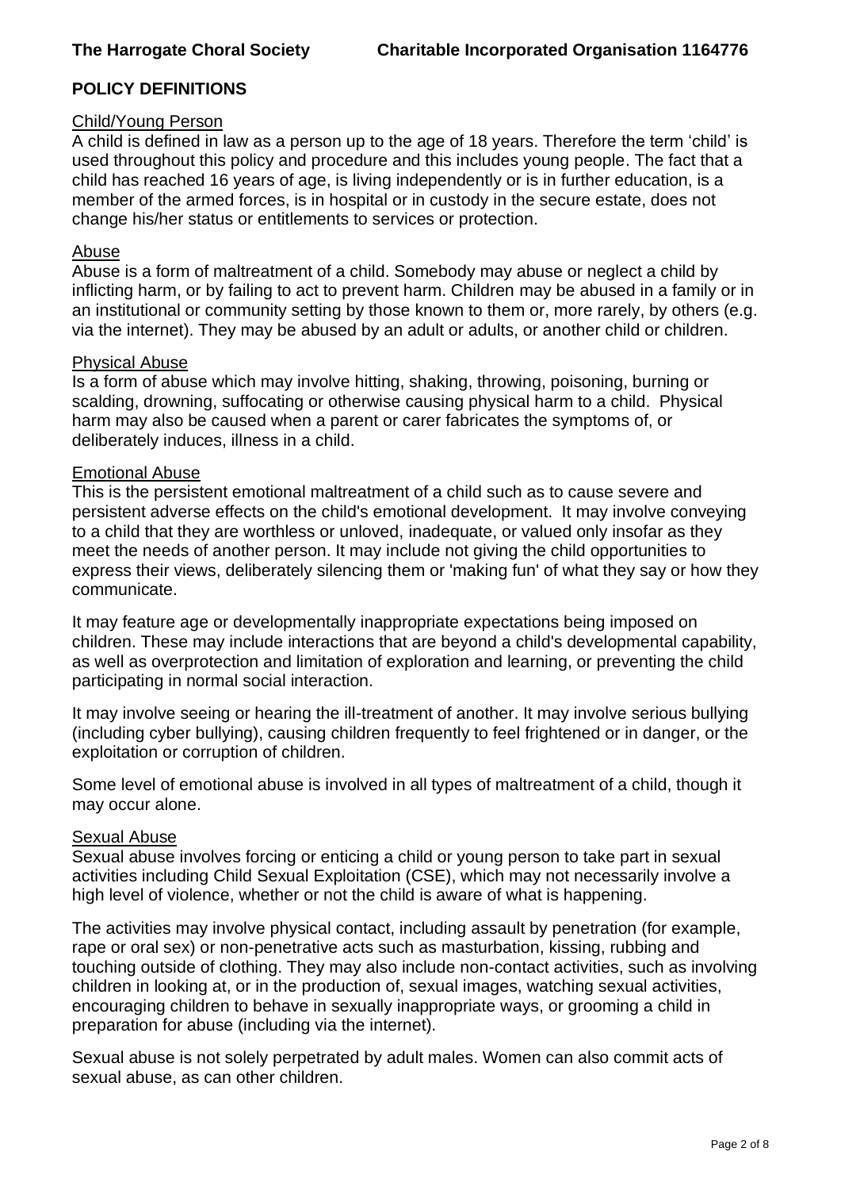## POLICY DEFINITIONS

### Child/Young Person

A child is defined in law as a person up to the age of 18 years. Therefore the term 'child' is used throughout this policy and procedure and this includes young people. The fact that a child has reached 16 years of age, is living independently or is in further education, is a member of the armed forces, is in hospital or in custody in the secure estate, does not change his/her status or entitlements to services or protection.

### Abuse

Abuse is a form of maltreatment of a child. Somebody may abuse or neglect a child by inflicting harm, or by failing to act to prevent harm. Children may be abused in a family or in an institutional or community setting by those known to them or, more rarely, by others (e.g. via the internet). They may be abused by an adult or adults, or another child or children.

### Physical Abuse

Is a form of abuse which may involve hitting, shaking, throwing, poisoning, burning or scalding, drowning, suffocating or otherwise causing physical harm to a child. Physical harm may also be caused when a parent or carer fabricates the symptoms of, or deliberately induces, illness in a child.

### Emotional Abuse

This is the persistent emotional maltreatment of a child such as to cause severe and persistent adverse effects on the child's emotional development. It may involve conveying to a child that they are worthless or unloved, inadequate, or valued only insofar as they meet the needs of another person. It may include not giving the child opportunities to express their views, deliberately silencing them or 'making fun' of what they say or how they communicate.

It may feature age or developmentally inappropriate expectations being imposed on children. These may include interactions that are beyond a child's developmental capability, as well as overprotection and limitation of exploration and learning, or preventing the child participating in normal social interaction.

It may involve seeing or hearing the ill-treatment of another. It may involve serious bullying (including cyber bullying), causing children frequently to feel frightened or in danger, or the exploitation or corruption of children.

Some level of emotional abuse is involved in all types of maltreatment of a child, though it may occur alone.

### Sexual Abuse

Sexual abuse involves forcing or enticing a child or young person to take part in sexual activities including Child Sexual Exploitation (CSE), which may not necessarily involve a high level of violence, whether or not the child is aware of what is happening.

The activities may involve physical contact, including assault by penetration (for example, rape or oral sex) or non-penetrative acts such as masturbation, kissing, rubbing and touching outside of clothing. They may also include non-contact activities, such as involving children in looking at, or in the production of, sexual images, watching sexual activities, encouraging children to behave in sexually inappropriate ways, or grooming a child in preparation for abuse (including via the internet).

Sexual abuse is not solely perpetrated by adult males. Women can also commit acts of sexual abuse, as can other children.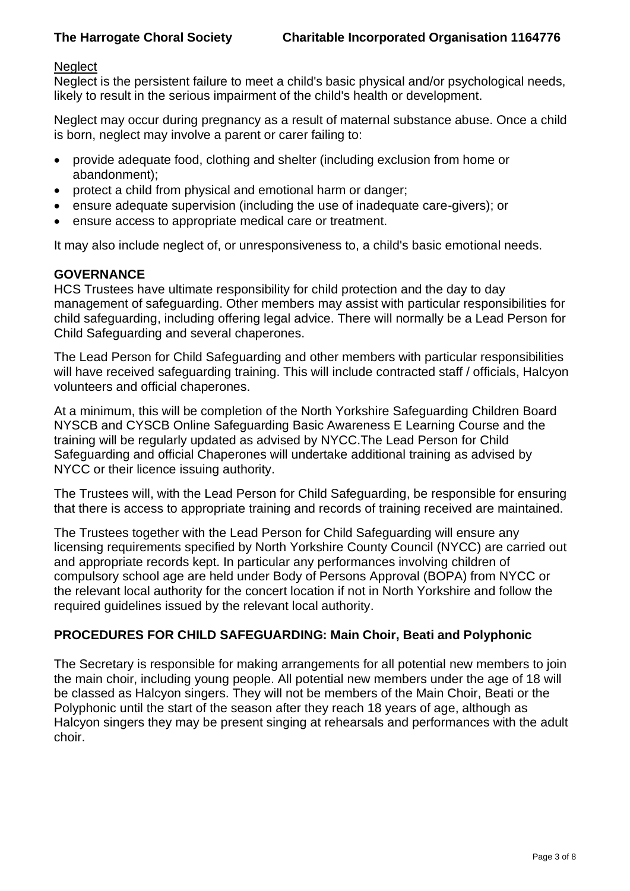Neglect

Neglect is the persistent failure to meet a child's basic physical and/or psychological needs, likely to result in the serious impairment of the child's health or development.

Neglect may occur during pregnancy as a result of maternal substance abuse. Once a child is born, neglect may involve a parent or carer failing to:

- provide adequate food, clothing and shelter (including exclusion from home or abandonment);
- protect a child from physical and emotional harm or danger;
- ensure adequate supervision (including the use of inadequate care-givers); or
- ensure access to appropriate medical care or treatment.

It may also include neglect of, or unresponsiveness to, a child's basic emotional needs.

## GOVERNANCE

HCS Trustees have ultimate responsibility for child protection and the day to day management of safeguarding. Other members may assist with particular responsibilities for child safeguarding, including offering legal advice. There will normally be a Lead Person for Child Safeguarding and several chaperones.

The Lead Person for Child Safeguarding and other members with particular responsibilities will have received safeguarding training. This will include contracted staff / officials, Halcyon volunteers and official chaperones.

At a minimum, this will be completion of the North Yorkshire Safeguarding Children Board NYSCB and CYSCB Online Safeguarding Basic Awareness E Learning Course and the training will be regularly updated as advised by NYCC.The Lead Person for Child Safeguarding and official Chaperones will undertake additional training as advised by NYCC or their licence issuing authority.

The Trustees will, with the Lead Person for Child Safeguarding, be responsible for ensuring that there is access to appropriate training and records of training received are maintained.

The Trustees together with the Lead Person for Child Safeguarding will ensure any licensing requirements specified by North Yorkshire County Council (NYCC) are carried out and appropriate records kept. In particular any performances involving children of compulsory school age are held under Body of Persons Approval (BOPA) from NYCC or the relevant local authority for the concert location if not in North Yorkshire and follow the required guidelines issued by the relevant local authority.

## PROCEDURES FOR CHILD SAFEGUARDING: Main Choir, Beati and Polyphonic

The Secretary is responsible for making arrangements for all potential new members to join the main choir, including young people. All potential new members under the age of 18 will be classed as Halcyon singers. They will not be members of the Main Choir, Beati or the Polyphonic until the start of the season after they reach 18 years of age, although as Halcyon singers they may be present singing at rehearsals and performances with the adult choir.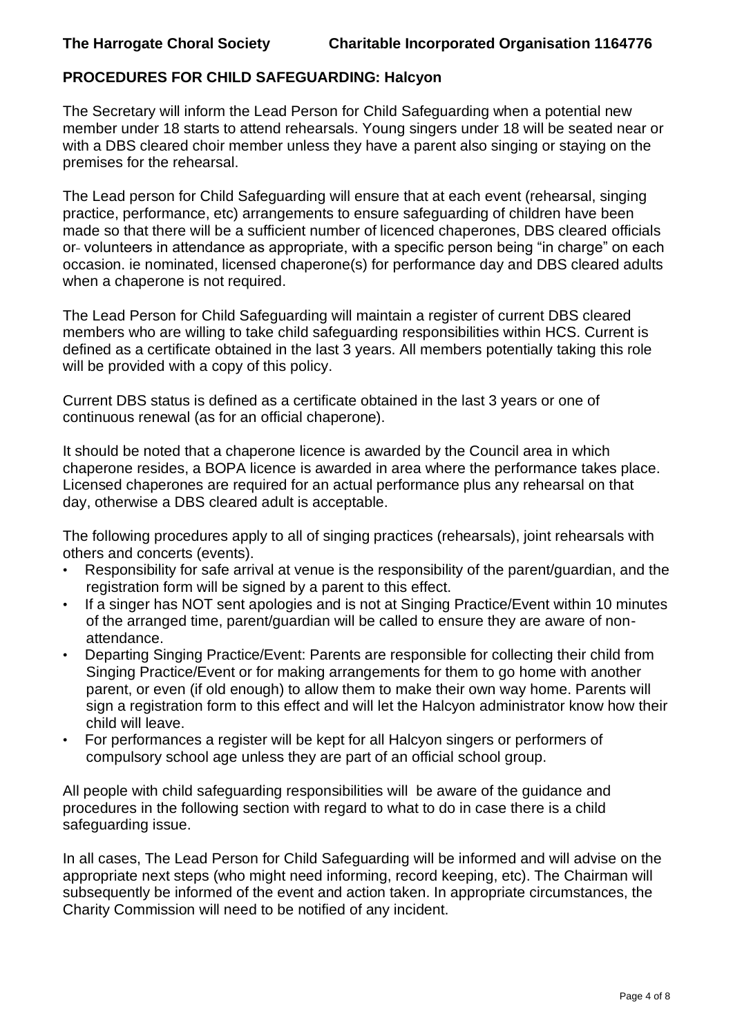**PROCEDURES FOR CHILD SAFEGUARDING: Halcyon**

The Secretary will inform the Lead Person for Child Safeguarding when a potential new member under 18 starts to attend rehearsals. Young singers under 18 will be seated near or with a DBS cleared choir member unless they have a parent also singing or staying on the premises for the rehearsal.

The Lead person for Child Safeguarding will ensure that at each event (rehearsal, singing practice, performance, etc) arrangements to ensure safeguarding of children have been made so that there will be a sufficient number of licenced chaperones, DBS cleared officials or volunteers in attendance as appropriate, with a specific person being "in charge" on each occasion. ie nominated, licensed chaperone(s) for performance day and DBS cleared adults when a chaperone is not required.

The Lead Person for Child Safeguarding will maintain a register of current DBS cleared members who are willing to take child safeguarding responsibilities within HCS. Current is defined as a certificate obtained in the last 3 years. All members potentially taking this role will be provided with a copy of this policy.

Current DBS status is defined as a certificate obtained in the last 3 years or one of continuous renewal (as for an official chaperone).

It should be noted that a chaperone licence is awarded by the Council area in which chaperone resides, a BOPA licence is awarded in area where the performance takes place. Licensed chaperones are required for an actual performance plus any rehearsal on that day, otherwise a DBS cleared adult is acceptable.

The following procedures apply to all of singing practices (rehearsals), joint rehearsals with others and concerts (events).

- Responsibility for safe arrival at venue is the responsibility of the parent/guardian, and the registration form will be signed by a parent to this effect.
- If a singer has NOT sent apologies and is not at Singing Practice/Event within 10 minutes of the arranged time, parent/guardian will be called to ensure they are aware of non-attendance.
- Departing Singing Practice/Event: Parents are responsible for collecting their child from Singing Practice/Event or for making arrangements for them to go home with another parent, or even (if old enough) to allow them to make their own way home. Parents will sign a registration form to this effect and will let the Halcyon administrator know how their child will leave.
- For performances a register will be kept for all Halcyon singers or performers of compulsory school age unless they are part of an official school group.

All people with child safeguarding responsibilities will be aware of the guidance and procedures in the following section with regard to what to do in case there is a child safeguarding issue.

In all cases, The Lead Person for Child Safeguarding will be informed and will advise on the appropriate next steps (who might need informing, record keeping, etc). The Chairman will subsequently be informed of the event and action taken. In appropriate circumstances, the Charity Commission will need to be notified of any incident.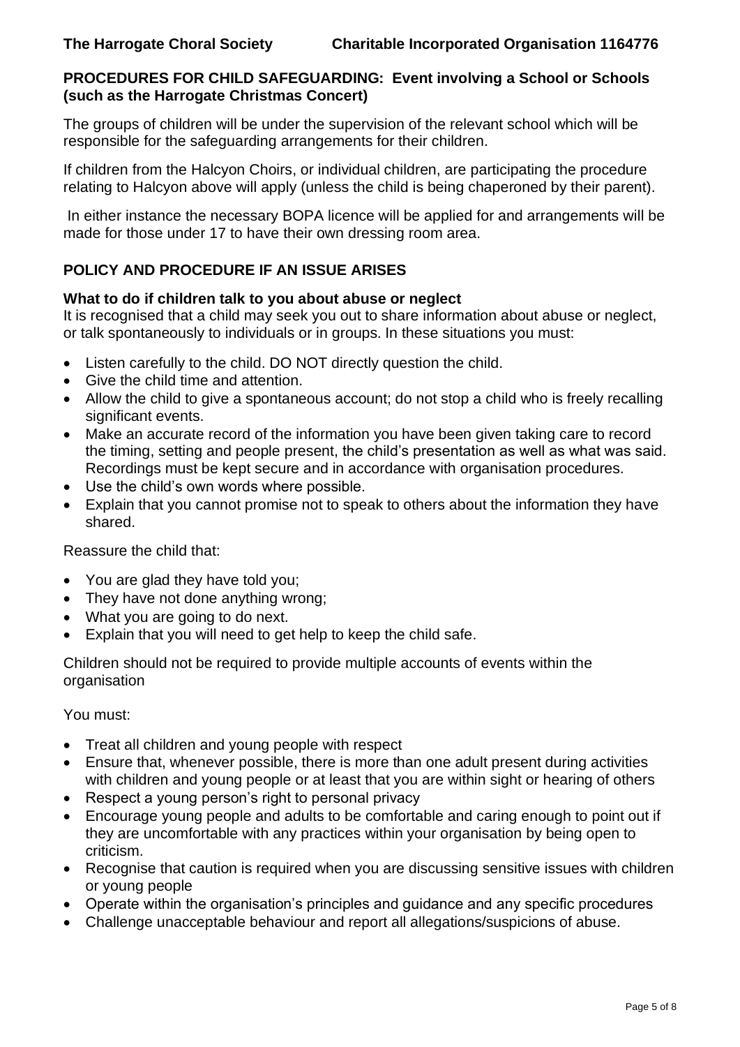## PROCEDURES FOR CHILD SAFEGUARDING: Event involving a School or Schools (such as the Harrogate Christmas Concert)

The groups of children will be under the supervision of the relevant school which will be responsible for the safeguarding arrangements for their children.

If children from the Halcyon Choirs, or individual children, are participating the procedure relating to Halcyon above will apply (unless the child is being chaperoned by their parent).

In either instance the necessary BOPA licence will be applied for and arrangements will be made for those under 17 to have their own dressing room area.

## POLICY AND PROCEDURE IF AN ISSUE ARISES

### What to do if children talk to you about abuse or neglect

It is recognised that a child may seek you out to share information about abuse or neglect, or talk spontaneously to individuals or in groups. In these situations you must:

- Listen carefully to the child. DO NOT directly question the child.
- Give the child time and attention.
- Allow the child to give a spontaneous account; do not stop a child who is freely recalling significant events.
- Make an accurate record of the information you have been given taking care to record the timing, setting and people present, the child's presentation as well as what was said. Recordings must be kept secure and in accordance with organisation procedures.
- Use the child's own words where possible.
- Explain that you cannot promise not to speak to others about the information they have shared.

Reassure the child that:

- You are glad they have told you;
- They have not done anything wrong;
- What you are going to do next.
- Explain that you will need to get help to keep the child safe.

Children should not be required to provide multiple accounts of events within the organisation

You must:

- Treat all children and young people with respect
- Ensure that, whenever possible, there is more than one adult present during activities with children and young people or at least that you are within sight or hearing of others
- Respect a young person's right to personal privacy
- Encourage young people and adults to be comfortable and caring enough to point out if they are uncomfortable with any practices within your organisation by being open to criticism.
- Recognise that caution is required when you are discussing sensitive issues with children or young people
- Operate within the organisation's principles and guidance and any specific procedures
- Challenge unacceptable behaviour and report all allegations/suspicions of abuse.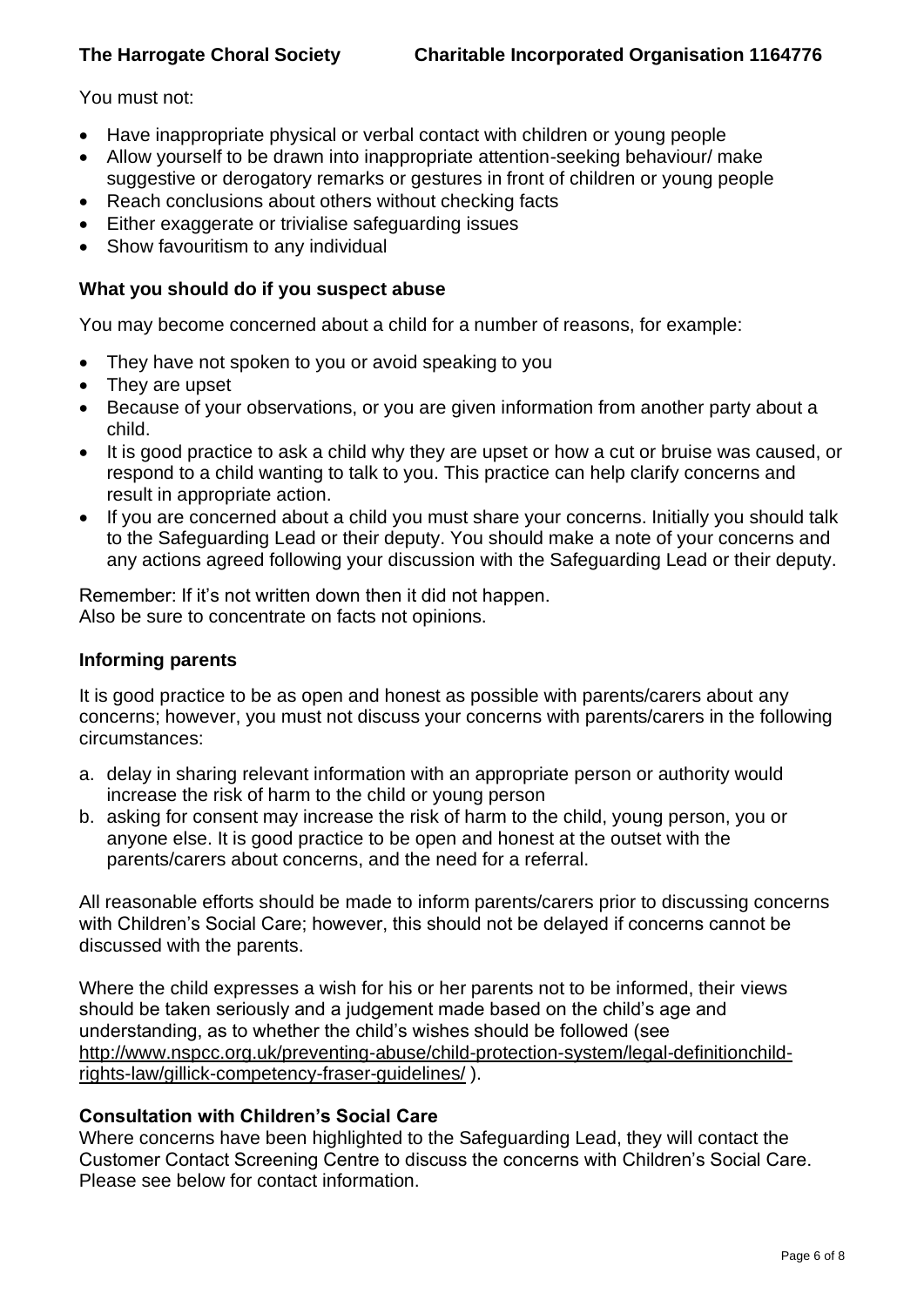You must not:

- Have inappropriate physical or verbal contact with children or young people
- Allow yourself to be drawn into inappropriate attention-seeking behaviour/ make suggestive or derogatory remarks or gestures in front of children or young people
- Reach conclusions about others without checking facts
- Either exaggerate or trivialise safeguarding issues
- Show favouritism to any individual

**What you should do if you suspect abuse**

You may become concerned about a child for a number of reasons, for example:

- They have not spoken to you or avoid speaking to you
- They are upset
- Because of your observations, or you are given information from another party about a child.
- It is good practice to ask a child why they are upset or how a cut or bruise was caused, or respond to a child wanting to talk to you. This practice can help clarify concerns and result in appropriate action.
- If you are concerned about a child you must share your concerns. Initially you should talk to the Safeguarding Lead or their deputy. You should make a note of your concerns and any actions agreed following your discussion with the Safeguarding Lead or their deputy.

Remember: If it's not written down then it did not happen.
Also be sure to concentrate on facts not opinions.

**Informing parents**

It is good practice to be as open and honest as possible with parents/carers about any concerns; however, you must not discuss your concerns with parents/carers in the following circumstances:

a. delay in sharing relevant information with an appropriate person or authority would increase the risk of harm to the child or young person
b. asking for consent may increase the risk of harm to the child, young person, you or anyone else. It is good practice to be open and honest at the outset with the parents/carers about concerns, and the need for a referral.

All reasonable efforts should be made to inform parents/carers prior to discussing concerns with Children's Social Care; however, this should not be delayed if concerns cannot be discussed with the parents.

Where the child expresses a wish for his or her parents not to be informed, their views should be taken seriously and a judgement made based on the child's age and understanding, as to whether the child's wishes should be followed (see http://www.nspcc.org.uk/preventing-abuse/child-protection-system/legal-definitionchild-rights-law/gillick-competency-fraser-guidelines/ ).

**Consultation with Children's Social Care**

Where concerns have been highlighted to the Safeguarding Lead, they will contact the Customer Contact Screening Centre to discuss the concerns with Children's Social Care. Please see below for contact information.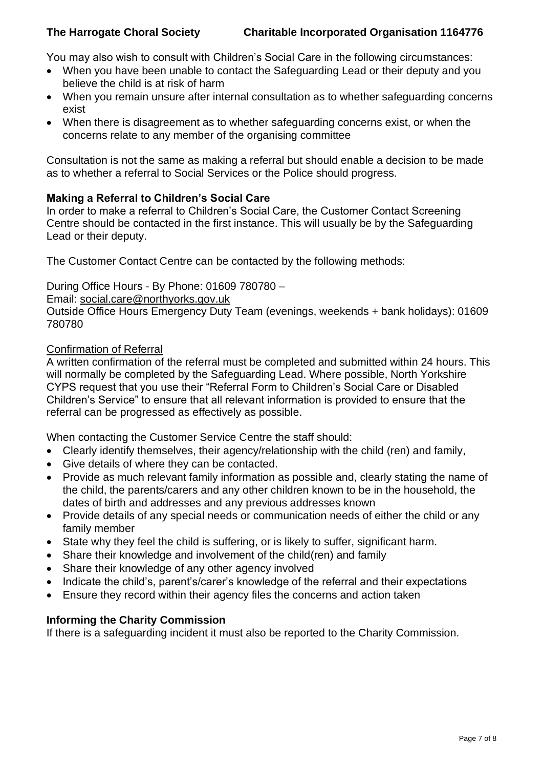You may also wish to consult with Children's Social Care in the following circumstances:

- When you have been unable to contact the Safeguarding Lead or their deputy and you believe the child is at risk of harm
- When you remain unsure after internal consultation as to whether safeguarding concerns exist
- When there is disagreement as to whether safeguarding concerns exist, or when the concerns relate to any member of the organising committee

Consultation is not the same as making a referral but should enable a decision to be made as to whether a referral to Social Services or the Police should progress.

**Making a Referral to Children's Social Care**

In order to make a referral to Children's Social Care, the Customer Contact Screening Centre should be contacted in the first instance. This will usually be by the Safeguarding Lead or their deputy.

The Customer Contact Centre can be contacted by the following methods:

During Office Hours - By Phone: 01609 780780 –
Email: social.care@northyorks.gov.uk
Outside Office Hours Emergency Duty Team (evenings, weekends + bank holidays): 01609 780780

Confirmation of Referral

A written confirmation of the referral must be completed and submitted within 24 hours. This will normally be completed by the Safeguarding Lead. Where possible, North Yorkshire CYPS request that you use their "Referral Form to Children's Social Care or Disabled Children's Service" to ensure that all relevant information is provided to ensure that the referral can be progressed as effectively as possible.

When contacting the Customer Service Centre the staff should:

- Clearly identify themselves, their agency/relationship with the child (ren) and family,
- Give details of where they can be contacted.
- Provide as much relevant family information as possible and, clearly stating the name of the child, the parents/carers and any other children known to be in the household, the dates of birth and addresses and any previous addresses known
- Provide details of any special needs or communication needs of either the child or any family member
- State why they feel the child is suffering, or is likely to suffer, significant harm.
- Share their knowledge and involvement of the child(ren) and family
- Share their knowledge of any other agency involved
- Indicate the child's, parent's/carer's knowledge of the referral and their expectations
- Ensure they record within their agency files the concerns and action taken

**Informing the Charity Commission**

If there is a safeguarding incident it must also be reported to the Charity Commission.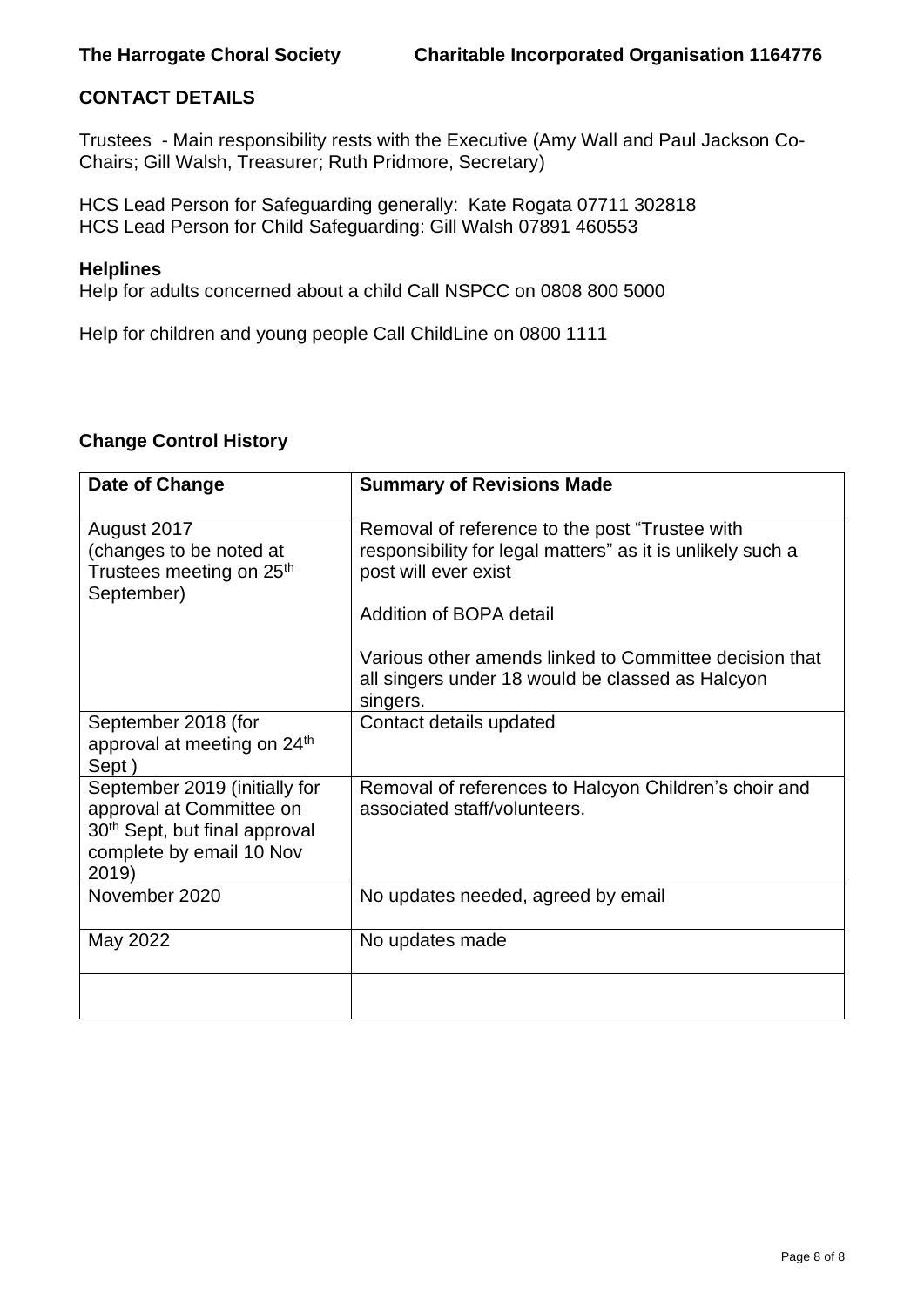**CONTACT DETAILS**

Trustees - Main responsibility rests with the Executive (Amy Wall and Paul Jackson Co-Chairs; Gill Walsh, Treasurer; Ruth Pridmore, Secretary)

HCS Lead Person for Safeguarding generally: Kate Rogata 07711 302818
HCS Lead Person for Child Safeguarding: Gill Walsh 07891 460553

**Helplines**

Help for adults concerned about a child Call NSPCC on 0808 800 5000

Help for children and young people Call ChildLine on 0800 1111

**Change Control History**

| Date of Change | Summary of Revisions Made |
|---|---|
| August 2017 (changes to be noted at Trustees meeting on 25th September) | Removal of reference to the post "Trustee with responsibility for legal matters" as it is unlikely such a post will ever exist<br><br>Addition of BOPA detail<br><br>Various other amends linked to Committee decision that all singers under 18 would be classed as Halcyon singers. |
| September 2018 (for approval at meeting on 24th Sept ) | Contact details updated |
| September 2019 (initially for approval at Committee on 30th Sept, but final approval complete by email 10 Nov 2019) | Removal of references to Halcyon Children's choir and associated staff/volunteers. |
| November 2020 | No updates needed, agreed by email |
| May 2022 | No updates made |
| | |